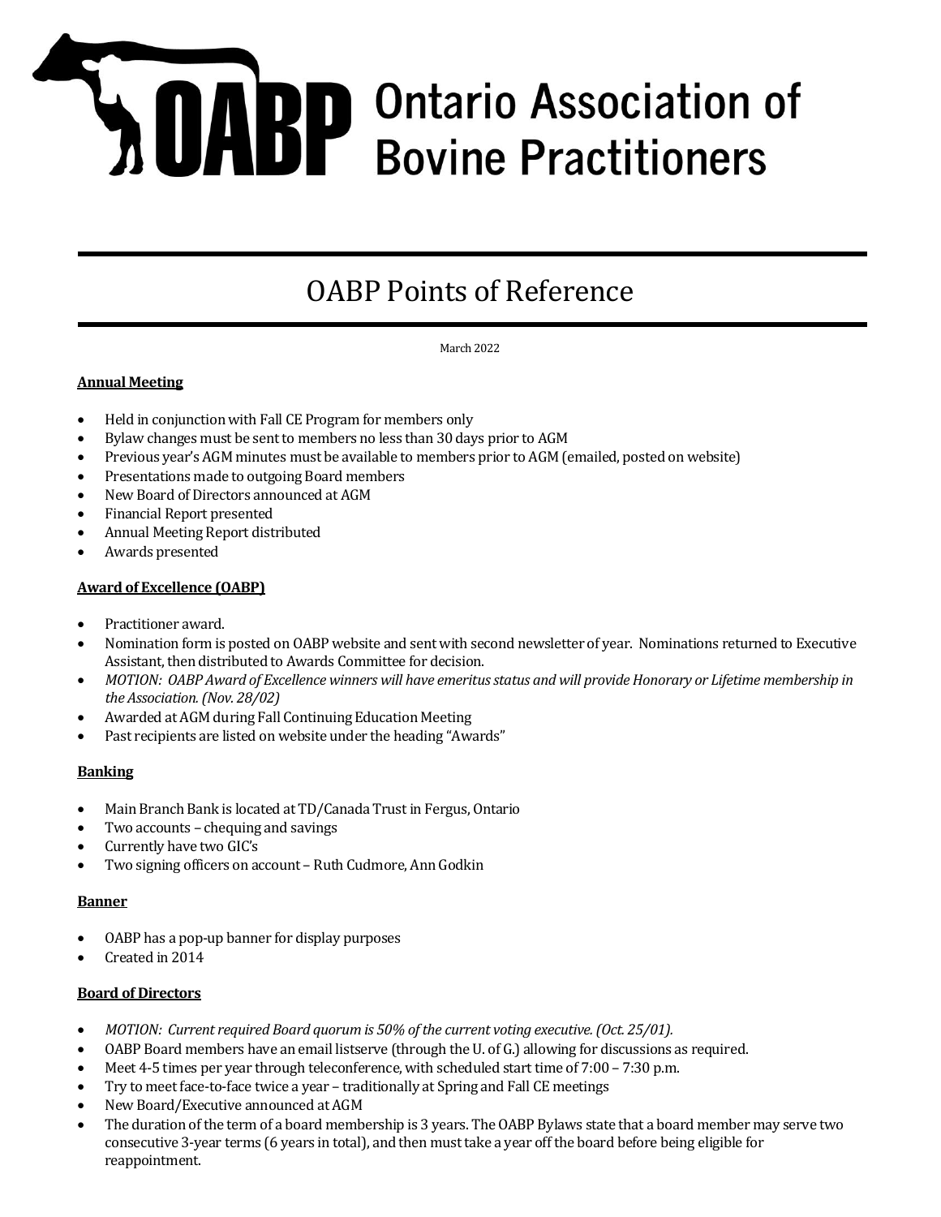# Ontario Association of Bovine Practitioners

## OABP Points of Reference

March 2022

**Annual Meeting**

- Held in conjunction with Fall CE Program for members only
- Bylaw changes must be sent to members no less than 30 days prior to AGM
- Previous year's AGM minutes must be available to members prior to AGM (emailed, posted on website)
- Presentations made to outgoing Board members
- New Board of Directors announced at AGM
- Financial Report presented
- Annual Meeting Report distributed
- Awards presented

**Award of Excellence (OABP)**

- Practitioner award.
- Nomination form is posted on OABP website and sent with second newsletter of year. Nominations returned to Executive Assistant, then distributed to Awards Committee for decision.
- *MOTION: OABP Award of Excellence winners will have emeritus status and will provide Honorary or Lifetime membership in the Association. (Nov. 28/02)*
- Awarded at AGM during Fall Continuing Education Meeting
- Past recipients are listed on website under the heading "Awards"

**Banking**

- Main Branch Bank is located at TD/Canada Trust in Fergus, Ontario
- Two accounts – chequing and savings
- Currently have two GIC's
- Two signing officers on account – Ruth Cudmore, Ann Godkin

**Banner**

- OABP has a pop-up banner for display purposes
- Created in 2014

**Board of Directors**

- *MOTION: Current required Board quorum is 50% of the current voting executive. (Oct. 25/01).*
- OABP Board members have an email listserve (through the U. of G.) allowing for discussions as required.
- Meet 4-5 times per year through teleconference, with scheduled start time of 7:00 – 7:30 p.m.
- Try to meet face-to-face twice a year – traditionally at Spring and Fall CE meetings
- New Board/Executive announced at AGM
- The duration of the term of a board membership is 3 years. The OABP Bylaws state that a board member may serve two consecutive 3-year terms (6 years in total), and then must take a year off the board before being eligible for reappointment.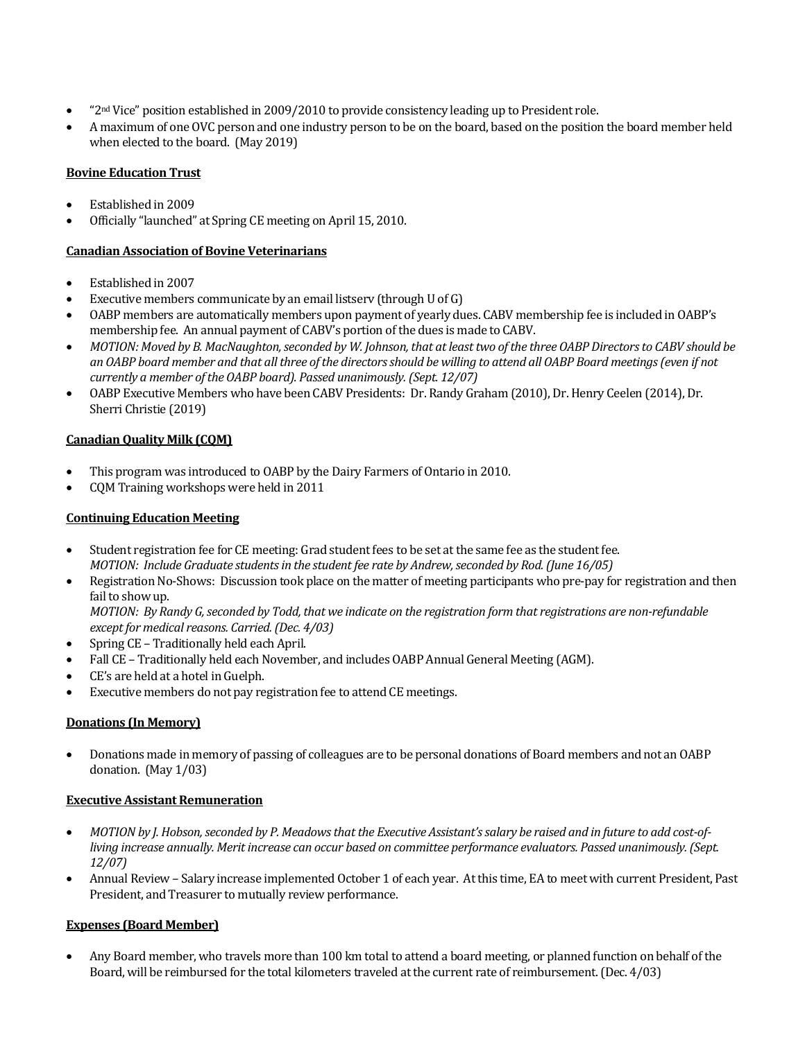- "2nd Vice" position established in 2009/2010 to provide consistency leading up to President role.
- A maximum of one OVC person and one industry person to be on the board, based on the position the board member held when elected to the board. (May 2019)

**Bovine Education Trust**

- Established in 2009
- Officially "launched" at Spring CE meeting on April 15, 2010.

**Canadian Association of Bovine Veterinarians**

- Established in 2007
- Executive members communicate by an email listserv (through U of G)
- OABP members are automatically members upon payment of yearly dues. CABV membership fee is included in OABP's membership fee. An annual payment of CABV's portion of the dues is made to CABV.
- *MOTION: Moved by B. MacNaughton, seconded by W. Johnson, that at least two of the three OABP Directors to CABV should be an OABP board member and that all three of the directors should be willing to attend all OABP Board meetings (even if not currently a member of the OABP board). Passed unanimously. (Sept. 12/07)*
- OABP Executive Members who have been CABV Presidents: Dr. Randy Graham (2010), Dr. Henry Ceelen (2014), Dr. Sherri Christie (2019)

**Canadian Quality Milk (CQM)**

- This program was introduced to OABP by the Dairy Farmers of Ontario in 2010.
- CQM Training workshops were held in 2011

**Continuing Education Meeting**

- Student registration fee for CE meeting: Grad student fees to be set at the same fee as the student fee.
  *MOTION: Include Graduate students in the student fee rate by Andrew, seconded by Rod. (June 16/05)*
- Registration No-Shows: Discussion took place on the matter of meeting participants who pre-pay for registration and then fail to show up.
  *MOTION: By Randy G, seconded by Todd, that we indicate on the registration form that registrations are non-refundable except for medical reasons. Carried. (Dec. 4/03)*
- Spring CE – Traditionally held each April.
- Fall CE – Traditionally held each November, and includes OABP Annual General Meeting (AGM).
- CE's are held at a hotel in Guelph.
- Executive members do not pay registration fee to attend CE meetings.

**Donations (In Memory)**

- Donations made in memory of passing of colleagues are to be personal donations of Board members and not an OABP donation. (May 1/03)

**Executive Assistant Remuneration**

- *MOTION by J. Hobson, seconded by P. Meadows that the Executive Assistant's salary be raised and in future to add cost-of-living increase annually. Merit increase can occur based on committee performance evaluators. Passed unanimously. (Sept. 12/07)*
- Annual Review – Salary increase implemented October 1 of each year. At this time, EA to meet with current President, Past President, and Treasurer to mutually review performance.

**Expenses (Board Member)**

- Any Board member, who travels more than 100 km total to attend a board meeting, or planned function on behalf of the Board, will be reimbursed for the total kilometers traveled at the current rate of reimbursement. (Dec. 4/03)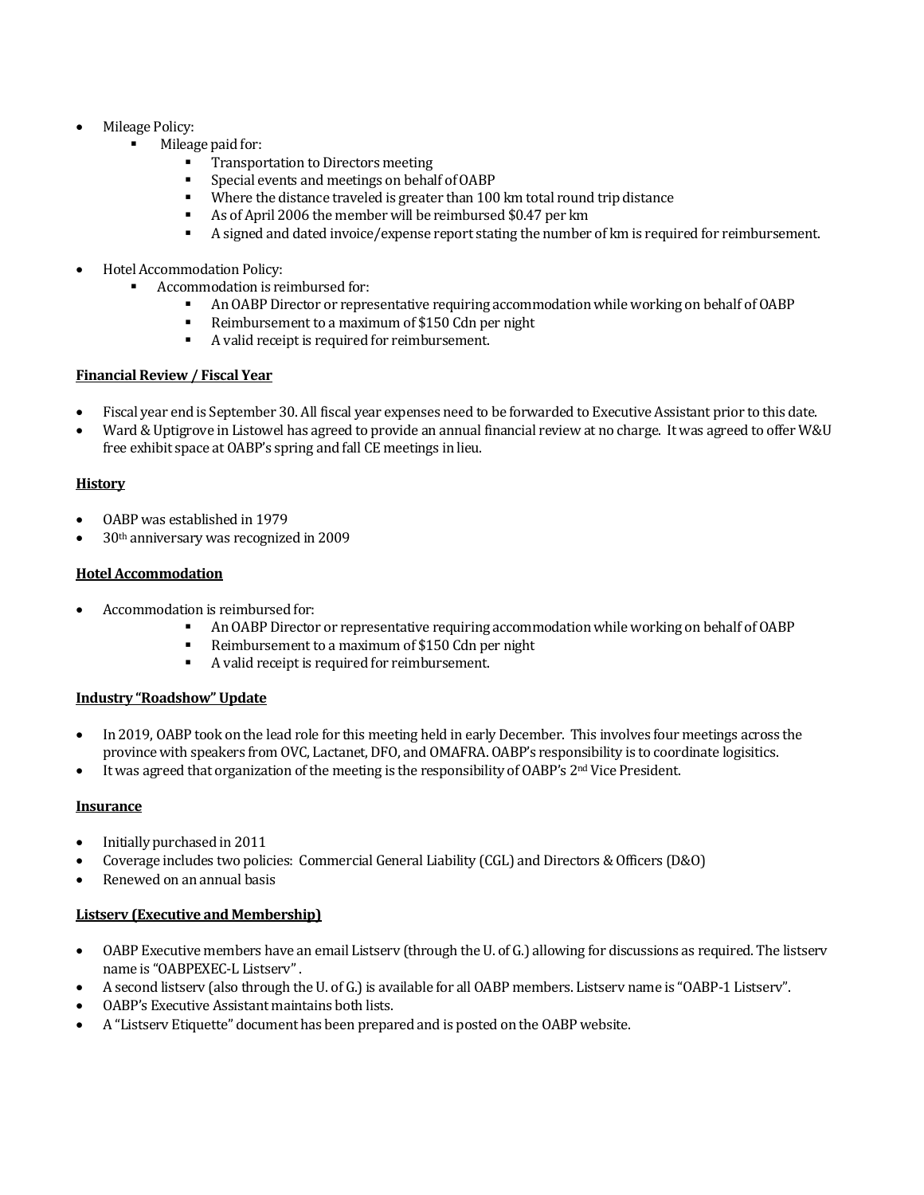- Mileage Policy:
  - Mileage paid for:
    - Transportation to Directors meeting
    - Special events and meetings on behalf of OABP
    - Where the distance traveled is greater than 100 km total round trip distance
    - As of April 2006 the member will be reimbursed $0.47 per km
    - A signed and dated invoice/expense report stating the number of km is required for reimbursement.

- Hotel Accommodation Policy:
  - Accommodation is reimbursed for:
    - An OABP Director or representative requiring accommodation while working on behalf of OABP
    - Reimbursement to a maximum of $150 Cdn per night
    - A valid receipt is required for reimbursement.

**<u>Financial Review / Fiscal Year</u>**

- Fiscal year end is September 30. All fiscal year expenses need to be forwarded to Executive Assistant prior to this date.
- Ward & Uptigrove in Listowel has agreed to provide an annual financial review at no charge. It was agreed to offer W&U free exhibit space at OABP's spring and fall CE meetings in lieu.

**<u>History</u>**

- OABP was established in 1979
- 30th anniversary was recognized in 2009

**<u>Hotel Accommodation</u>**

- Accommodation is reimbursed for:
  - An OABP Director or representative requiring accommodation while working on behalf of OABP
  - Reimbursement to a maximum of $150 Cdn per night
  - A valid receipt is required for reimbursement.

**<u>Industry "Roadshow" Update</u>**

- In 2019, OABP took on the lead role for this meeting held in early December. This involves four meetings across the province with speakers from OVC, Lactanet, DFO, and OMAFRA. OABP's responsibility is to coordinate logisitics.
- It was agreed that organization of the meeting is the responsibility of OABP's 2nd Vice President.

**<u>Insurance</u>**

- Initially purchased in 2011
- Coverage includes two policies: Commercial General Liability (CGL) and Directors & Officers (D&O)
- Renewed on an annual basis

**<u>Listserv (Executive and Membership)</u>**

- OABP Executive members have an email Listserv (through the U. of G.) allowing for discussions as required. The listserv name is "OABPEXEC-L Listserv" .
- A second listserv (also through the U. of G.) is available for all OABP members. Listserv name is "OABP-1 Listserv".
- OABP's Executive Assistant maintains both lists.
- A "Listserv Etiquette" document has been prepared and is posted on the OABP website.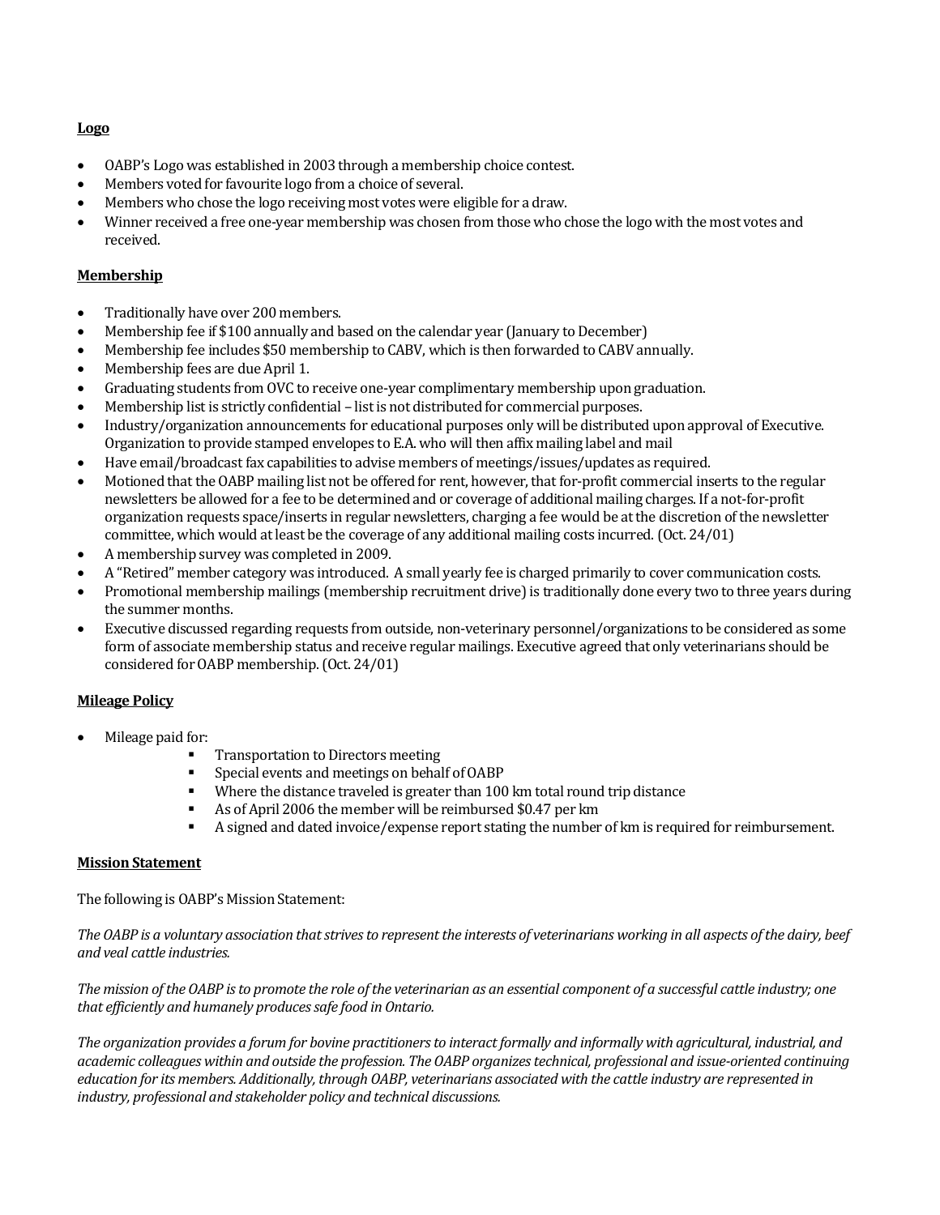**Logo**

- OABP's Logo was established in 2003 through a membership choice contest.
- Members voted for favourite logo from a choice of several.
- Members who chose the logo receiving most votes were eligible for a draw.
- Winner received a free one-year membership was chosen from those who chose the logo with the most votes and received.

**Membership**

- Traditionally have over 200 members.
- Membership fee if $100 annually and based on the calendar year (January to December)
- Membership fee includes $50 membership to CABV, which is then forwarded to CABV annually.
- Membership fees are due April 1.
- Graduating students from OVC to receive one-year complimentary membership upon graduation.
- Membership list is strictly confidential – list is not distributed for commercial purposes.
- Industry/organization announcements for educational purposes only will be distributed upon approval of Executive. Organization to provide stamped envelopes to E.A. who will then affix mailing label and mail
- Have email/broadcast fax capabilities to advise members of meetings/issues/updates as required.
- Motioned that the OABP mailing list not be offered for rent, however, that for-profit commercial inserts to the regular newsletters be allowed for a fee to be determined and or coverage of additional mailing charges. If a not-for-profit organization requests space/inserts in regular newsletters, charging a fee would be at the discretion of the newsletter committee, which would at least be the coverage of any additional mailing costs incurred. (Oct. 24/01)
- A membership survey was completed in 2009.
- A "Retired" member category was introduced. A small yearly fee is charged primarily to cover communication costs.
- Promotional membership mailings (membership recruitment drive) is traditionally done every two to three years during the summer months.
- Executive discussed regarding requests from outside, non-veterinary personnel/organizations to be considered as some form of associate membership status and receive regular mailings. Executive agreed that only veterinarians should be considered for OABP membership. (Oct. 24/01)

**Mileage Policy**

- Mileage paid for:
  - Transportation to Directors meeting
  - Special events and meetings on behalf of OABP
  - Where the distance traveled is greater than 100 km total round trip distance
  - As of April 2006 the member will be reimbursed $0.47 per km
  - A signed and dated invoice/expense report stating the number of km is required for reimbursement.

**Mission Statement**

The following is OABP's Mission Statement:

*The OABP is a voluntary association that strives to represent the interests of veterinarians working in all aspects of the dairy, beef and veal cattle industries.*

*The mission of the OABP is to promote the role of the veterinarian as an essential component of a successful cattle industry; one that efficiently and humanely produces safe food in Ontario.*

*The organization provides a forum for bovine practitioners to interact formally and informally with agricultural, industrial, and academic colleagues within and outside the profession. The OABP organizes technical, professional and issue-oriented continuing education for its members. Additionally, through OABP, veterinarians associated with the cattle industry are represented in industry, professional and stakeholder policy and technical discussions.*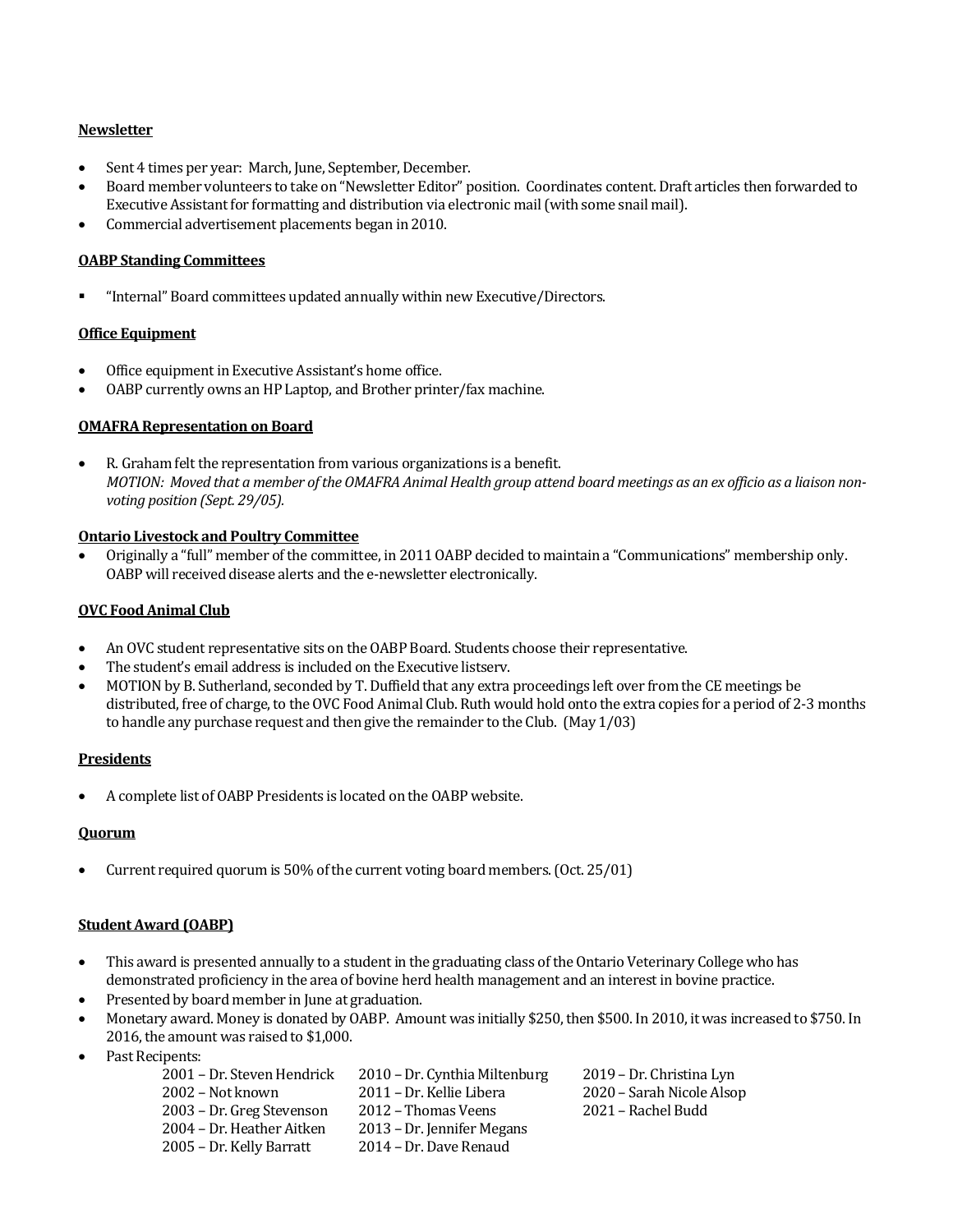**Newsletter**

- Sent 4 times per year: March, June, September, December.
- Board member volunteers to take on "Newsletter Editor" position. Coordinates content. Draft articles then forwarded to Executive Assistant for formatting and distribution via electronic mail (with some snail mail).
- Commercial advertisement placements began in 2010.

**OABP Standing Committees**

- "Internal" Board committees updated annually within new Executive/Directors.

**Office Equipment**

- Office equipment in Executive Assistant's home office.
- OABP currently owns an HP Laptop, and Brother printer/fax machine.

**OMAFRA Representation on Board**

- R. Graham felt the representation from various organizations is a benefit.
  *MOTION: Moved that a member of the OMAFRA Animal Health group attend board meetings as an ex officio as a liaison non-voting position (Sept. 29/05).*

**Ontario Livestock and Poultry Committee**

- Originally a "full" member of the committee, in 2011 OABP decided to maintain a "Communications" membership only. OABP will received disease alerts and the e-newsletter electronically.

**OVC Food Animal Club**

- An OVC student representative sits on the OABP Board. Students choose their representative.
- The student's email address is included on the Executive listserv.
- MOTION by B. Sutherland, seconded by T. Duffield that any extra proceedings left over from the CE meetings be distributed, free of charge, to the OVC Food Animal Club. Ruth would hold onto the extra copies for a period of 2-3 months to handle any purchase request and then give the remainder to the Club. (May 1/03)

**Presidents**

- A complete list of OABP Presidents is located on the OABP website.

**Quorum**

- Current required quorum is 50% of the current voting board members. (Oct. 25/01)

**Student Award (OABP)**

- This award is presented annually to a student in the graduating class of the Ontario Veterinary College who has demonstrated proficiency in the area of bovine herd health management and an interest in bovine practice.
- Presented by board member in June at graduation.
- Monetary award. Money is donated by OABP. Amount was initially $250, then $500. In 2010, it was increased to $750. In 2016, the amount was raised to $1,000.
- Past Recipients:
  - 2001 – Dr. Steven Hendrick
  - 2002 – Not known
  - 2003 – Dr. Greg Stevenson
  - 2004 – Dr. Heather Aitken
  - 2005 – Dr. Kelly Barratt
  - 2010 – Dr. Cynthia Miltenburg
  - 2011 – Dr. Kellie Libera
  - 2012 – Thomas Veens
  - 2013 – Dr. Jennifer Megans
  - 2014 – Dr. Dave Renaud
  - 2019 – Dr. Christina Lyn
  - 2020 – Sarah Nicole Alsop
  - 2021 – Rachel Budd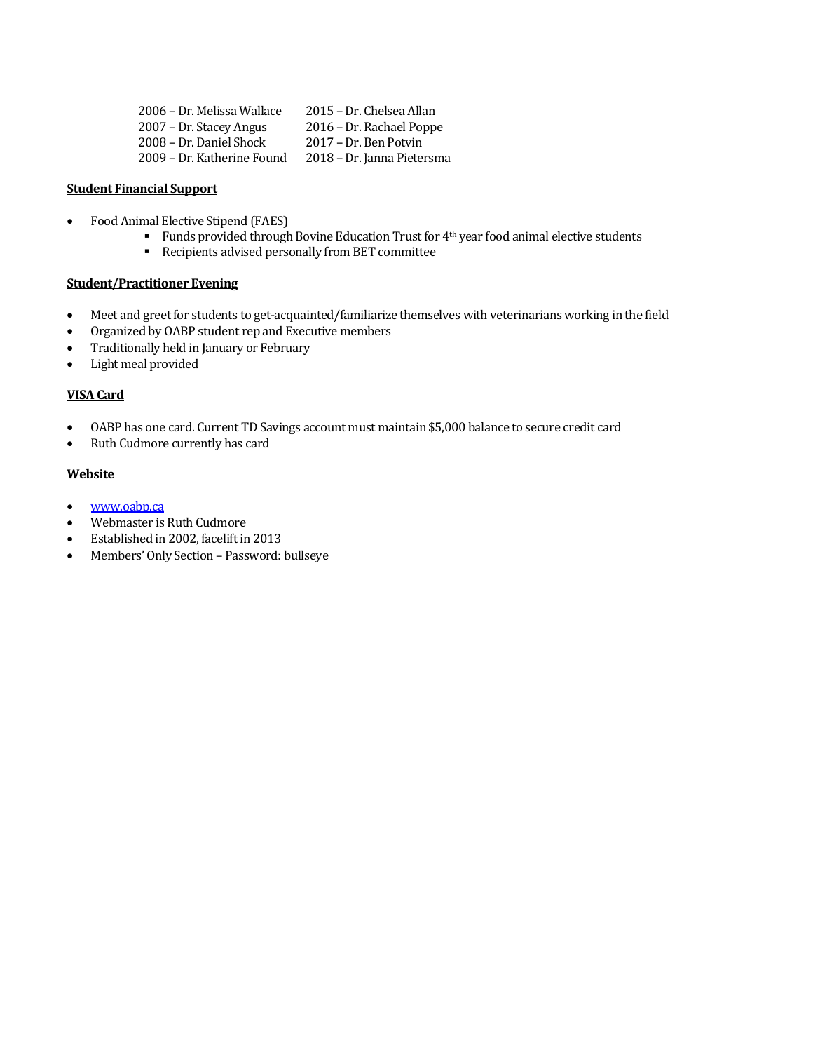| | |
|---|---|
| 2006 – Dr. Melissa Wallace | 2015 – Dr. Chelsea Allan |
| 2007 – Dr. Stacey Angus | 2016 – Dr. Rachael Poppe |
| 2008 – Dr. Daniel Shock | 2017 – Dr. Ben Potvin |
| 2009 – Dr. Katherine Found | 2018 – Dr. Janna Pietersma |

**Student Financial Support**

- Food Animal Elective Stipend (FAES)
  - Funds provided through Bovine Education Trust for 4th year food animal elective students
  - Recipients advised personally from BET committee

**Student/Practitioner Evening**

- Meet and greet for students to get-acquainted/familiarize themselves with veterinarians working in the field
- Organized by OABP student rep and Executive members
- Traditionally held in January or February
- Light meal provided

**VISA Card**

- OABP has one card. Current TD Savings account must maintain $5,000 balance to secure credit card
- Ruth Cudmore currently has card

**Website**

- [www.oabp.ca](http://www.oabp.ca)
- Webmaster is Ruth Cudmore
- Established in 2002, facelift in 2013
- Members' Only Section – Password: bullseye